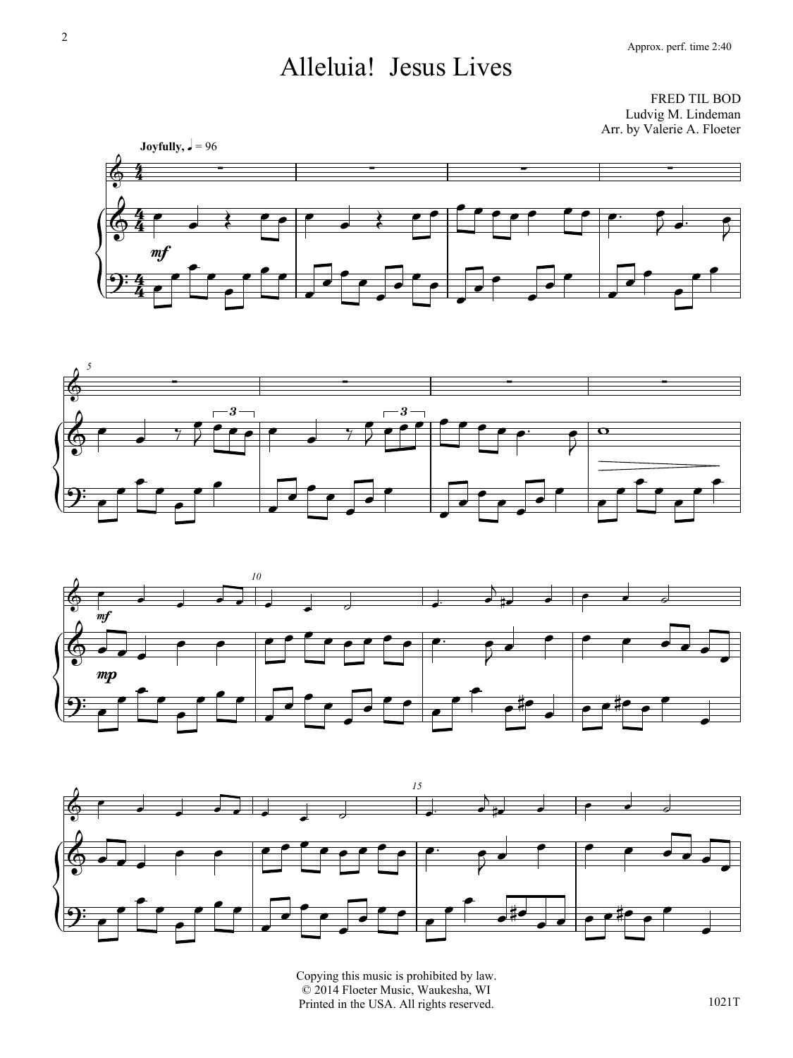Approx. perf. time 2:40

# Alleluia! Jesus Lives

FRED TIL BOD
Ludvig M. Lindeman
Arr. by Valerie A. Floeter

Joyfully, ♩ = 96

Copying this music is prohibited by law.
© 2014 Floeter Music, Waukesha, WI
Printed in the USA. All rights reserved.

1021T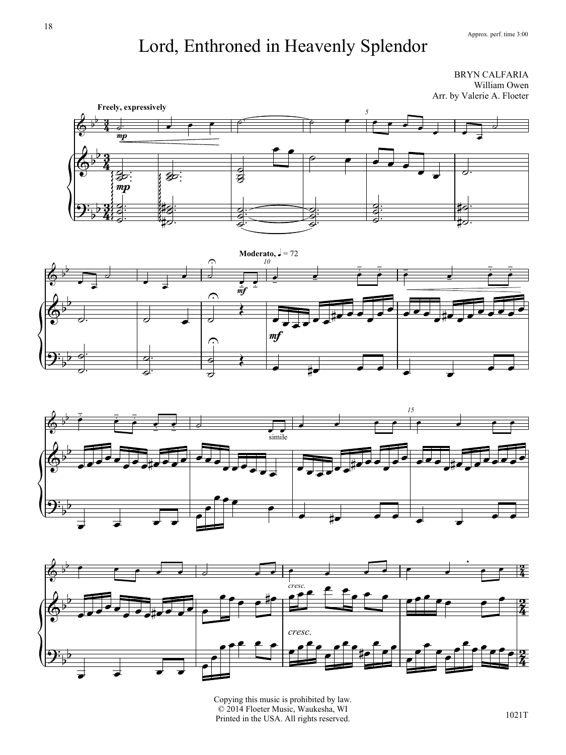# Lord, Enthroned in Heavenly Splendor

Approx. perf. time 3:00

BRYN CALFARIA
William Owen
Arr. by Valerie A. Floeter

Freely, expressively

Moderato, ♩ = 72

Copying this music is prohibited by law.
© 2014 Floeter Music, Waukesha, WI
Printed in the USA. All rights reserved.

1021T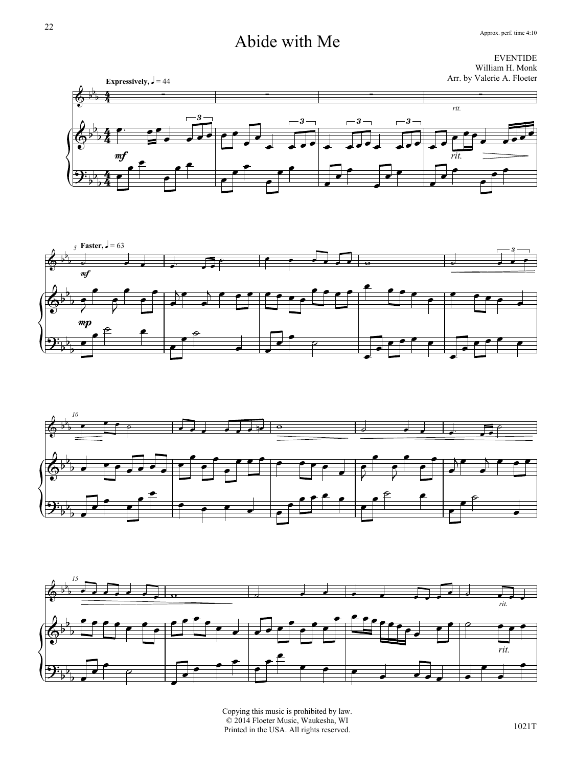# Abide with Me

Approx. perf. time 4:10

EVENTIDE
William H. Monk
Arr. by Valerie A. Floeter

Copying this music is prohibited by law.
© 2014 Floeter Music, Waukesha, WI
Printed in the USA. All rights reserved.

1021T